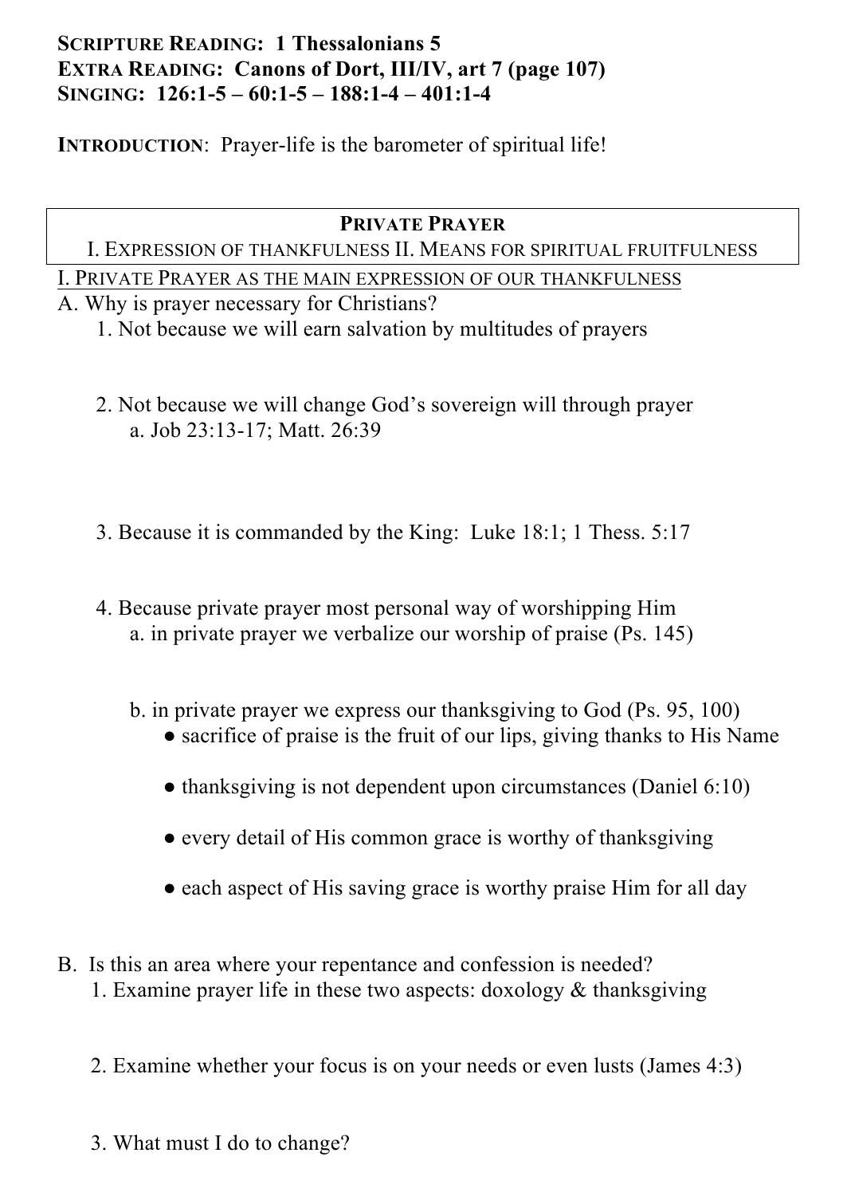**Scripture Reading: 1 Thessalonians 5**
**Extra Reading: Canons of Dort, III/IV, art 7 (page 107)**
**Singing: 126:1-5 – 60:1-5 – 188:1-4 – 401:1-4**

**Introduction**: Prayer-life is the barometer of spiritual life!

| **Private Prayer** |
| --- |
| I. Expression of thankfulness II. Means for spiritual fruitfulness |

## I. Private Prayer as the main expression of our thankfulness

A. Why is prayer necessary for Christians?

1. Not because we will earn salvation by multitudes of prayers

2. Not because we will change God's sovereign will through prayer
   a. Job 23:13-17; Matt. 26:39

3. Because it is commanded by the King: Luke 18:1; 1 Thess. 5:17

4. Because private prayer most personal way of worshipping Him
   a. in private prayer we verbalize our worship of praise (Ps. 145)

   b. in private prayer we express our thanksgiving to God (Ps. 95, 100)
      - sacrifice of praise is the fruit of our lips, giving thanks to His Name
      - thanksgiving is not dependent upon circumstances (Daniel 6:10)
      - every detail of His common grace is worthy of thanksgiving
      - each aspect of His saving grace is worthy praise Him for all day

B. Is this an area where your repentance and confession is needed?

1. Examine prayer life in these two aspects: doxology & thanksgiving

2. Examine whether your focus is on your needs or even lusts (James 4:3)

3. What must I do to change?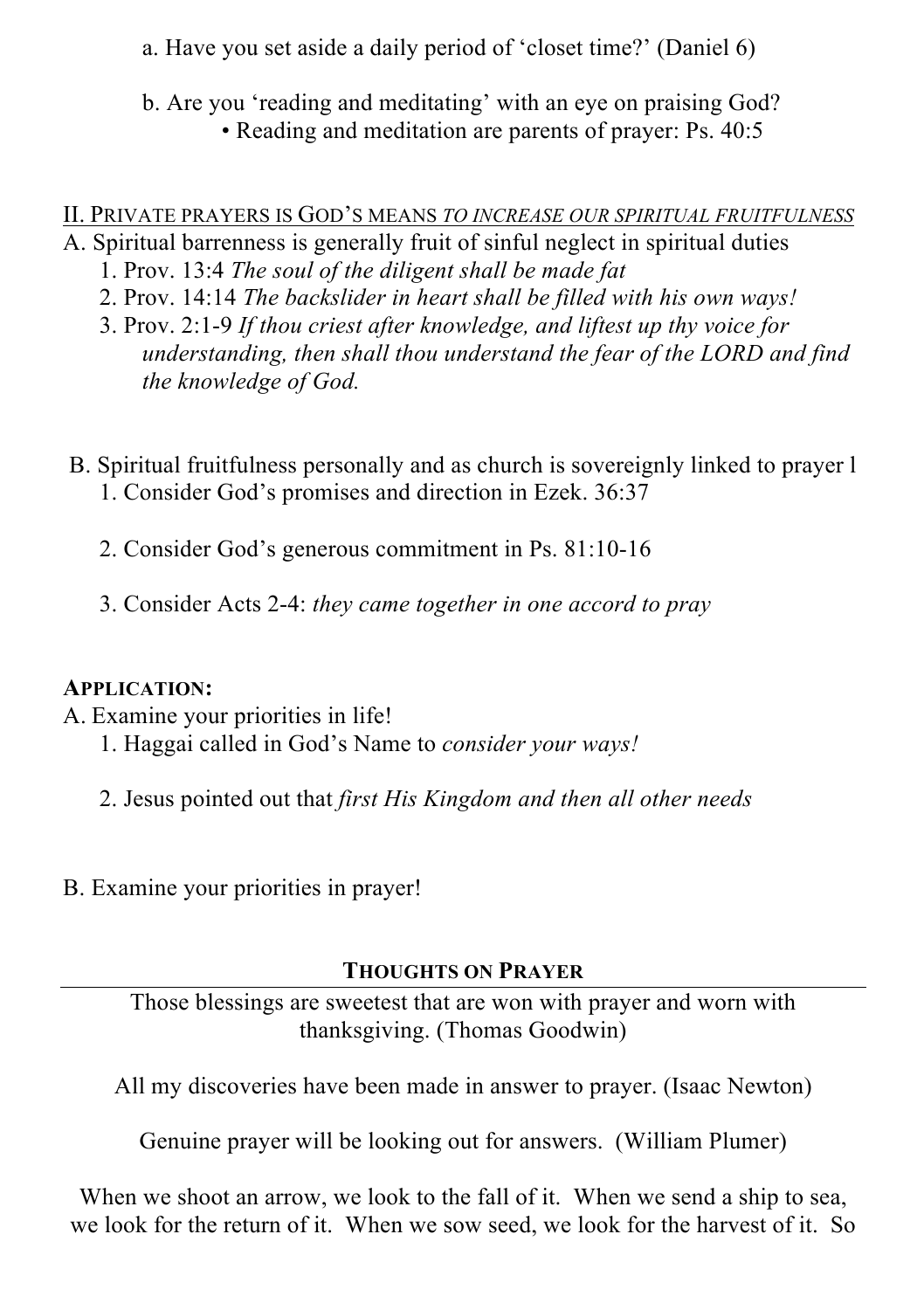a. Have you set aside a daily period of 'closet time?' (Daniel 6)

b. Are you 'reading and meditating' with an eye on praising God?
- Reading and meditation are parents of prayer: Ps. 40:5

## II. PRIVATE PRAYERS IS GOD'S MEANS *TO INCREASE OUR SPIRITUAL FRUITFULNESS*

A. Spiritual barrenness is generally fruit of sinful neglect in spiritual duties
1. Prov. 13:4 *The soul of the diligent shall be made fat*
2. Prov. 14:14 *The backslider in heart shall be filled with his own ways!*
3. Prov. 2:1-9 *If thou criest after knowledge, and liftest up thy voice for understanding, then shall thou understand the fear of the LORD and find the knowledge of God.*

B. Spiritual fruitfulness personally and as church is sovereignly linked to prayer l
1. Consider God's promises and direction in Ezek. 36:37
2. Consider God's generous commitment in Ps. 81:10-16
3. Consider Acts 2-4: *they came together in one accord to pray*

**APPLICATION:**

A. Examine your priorities in life!
1. Haggai called in God's Name to *consider your ways!*
2. Jesus pointed out that *first His Kingdom and then all other needs*

B. Examine your priorities in prayer!

## THOUGHTS ON PRAYER

Those blessings are sweetest that are won with prayer and worn with thanksgiving. (Thomas Goodwin)

All my discoveries have been made in answer to prayer. (Isaac Newton)

Genuine prayer will be looking out for answers. (William Plumer)

When we shoot an arrow, we look to the fall of it. When we send a ship to sea, we look for the return of it. When we sow seed, we look for the harvest of it. So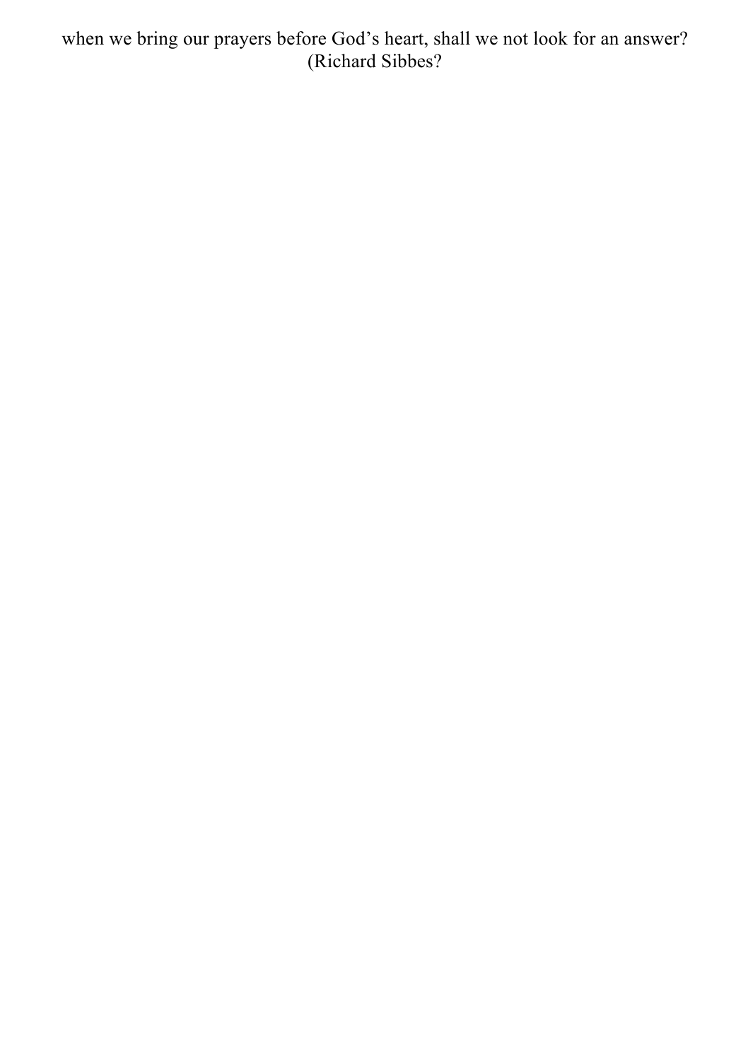when we bring our prayers before God's heart, shall we not look for an answer? (Richard Sibbes?